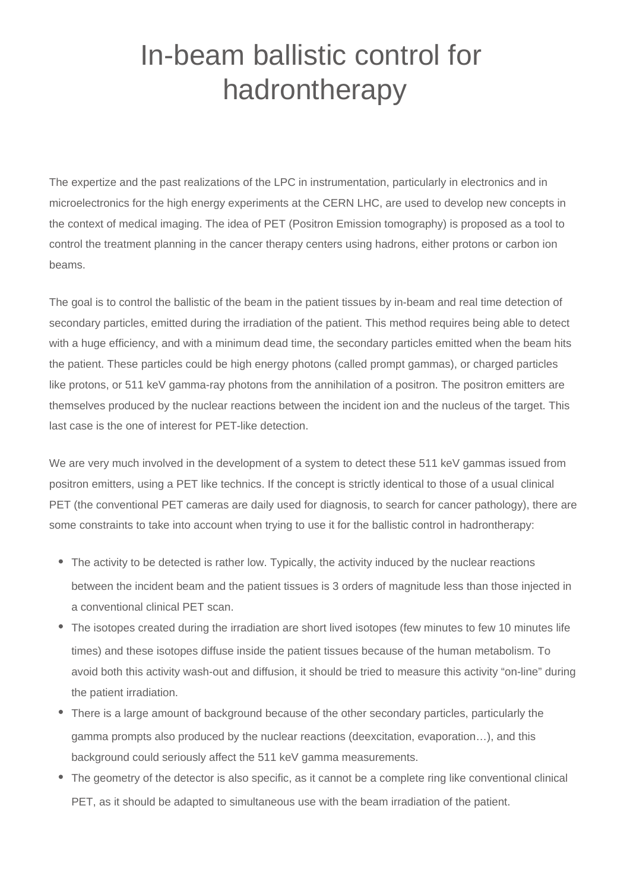# In-beam ballistic control for hadrontherapy

The expertize and the past realizations of the LPC in instrumentation, particularly in electronics and in microelectronics for the high energy experiments at the CERN LHC, are used to develop new concepts in the context of medical imaging. The idea of PET (Positron Emission tomography) is proposed as a tool to control the treatment planning in the cancer therapy centers using hadrons, either protons or carbon ion beams.

The goal is to control the ballistic of the beam in the patient tissues by in-beam and real time detection of secondary particles, emitted during the irradiation of the patient. This method requires being able to detect with a huge efficiency, and with a minimum dead time, the secondary particles emitted when the beam hits the patient. These particles could be high energy photons (called prompt gammas), or charged particles like protons, or 511 keV gamma-ray photons from the annihilation of a positron. The positron emitters are themselves produced by the nuclear reactions between the incident ion and the nucleus of the target. This last case is the one of interest for PET-like detection.

We are very much involved in the development of a system to detect these 511 keV gammas issued from positron emitters, using a PET like technics. If the concept is strictly identical to those of a usual clinical PET (the conventional PET cameras are daily used for diagnosis, to search for cancer pathology), there are some constraints to take into account when trying to use it for the ballistic control in hadrontherapy:

- The activity to be detected is rather low. Typically, the activity induced by the nuclear reactions between the incident beam and the patient tissues is 3 orders of magnitude less than those injected in a conventional clinical PET scan.
- The isotopes created during the irradiation are short lived isotopes (few minutes to few 10 minutes life times) and these isotopes diffuse inside the patient tissues because of the human metabolism. To avoid both this activity wash-out and diffusion, it should be tried to measure this activity "on-line" during the patient irradiation.
- There is a large amount of background because of the other secondary particles, particularly the gamma prompts also produced by the nuclear reactions (deexcitation, evaporation…), and this background could seriously affect the 511 keV gamma measurements.
- The geometry of the detector is also specific, as it cannot be a complete ring like conventional clinical PET, as it should be adapted to simultaneous use with the beam irradiation of the patient.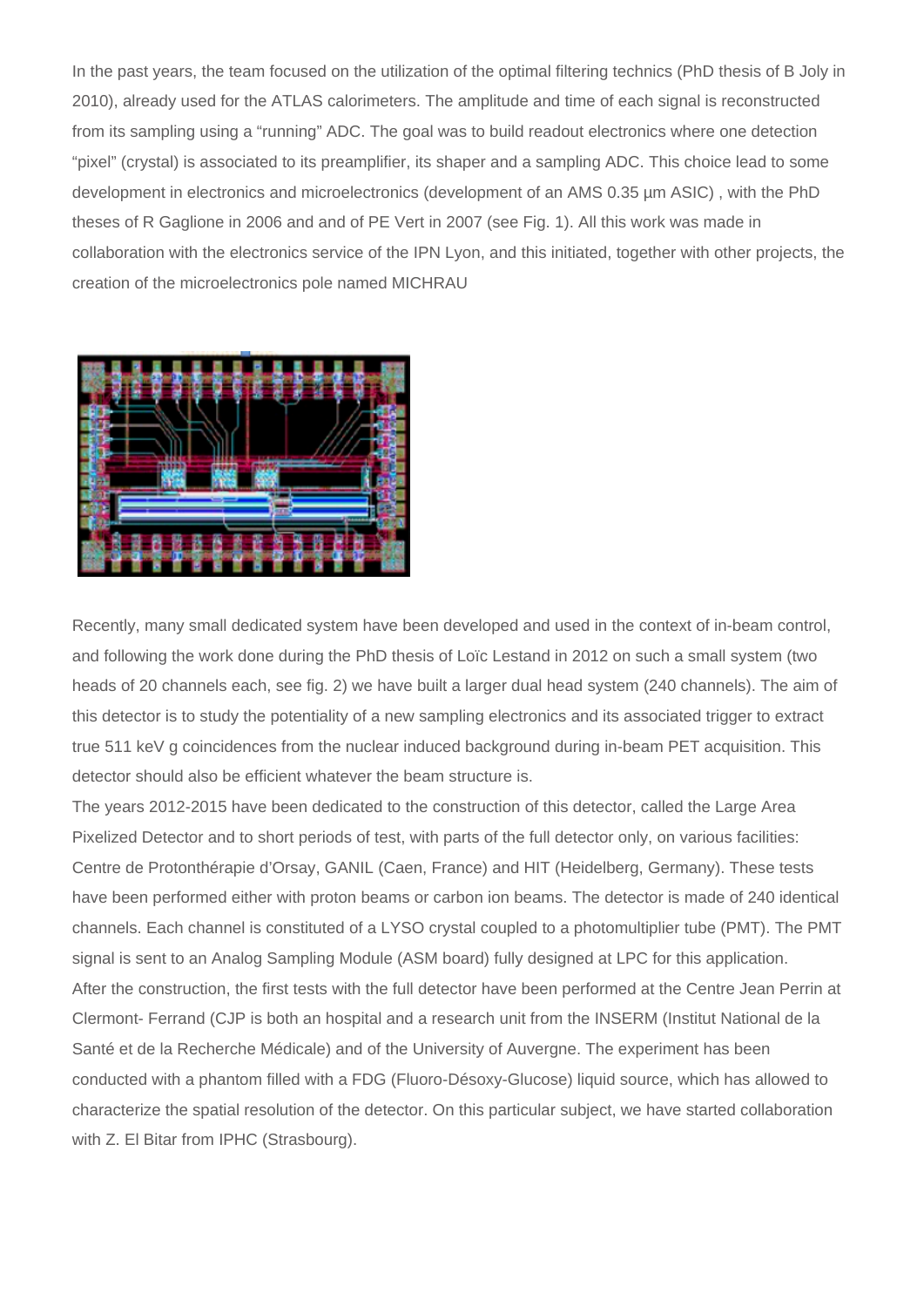In the past years, the team focused on the utilization of the optimal filtering technics (PhD thesis of B Joly in 2010), already used for the ATLAS calorimeters. The amplitude and time of each signal is reconstructed from its sampling using a “running” ADC. The goal was to build readout electronics where one detection “pixel” (crystal) is associated to its preamplifier, its shaper and a sampling ADC. This choice lead to some development in electronics and microelectronics (development of an AMS 0.35 µm ASIC) , with the PhD theses of R Gaglione in 2006 and and of PE Vert in 2007 (see Fig. 1). All this work was made in collaboration with the electronics service of the IPN Lyon, and this initiated, together with other projects, the creation of the microelectronics pole named MICHRAU

Recently, many small dedicated system have been developed and used in the context of in-beam control, and following the work done during the PhD thesis of Loïc Lestand in 2012 on such a small system (two heads of 20 channels each, see fig. 2) we have built a larger dual head system (240 channels). The aim of this detector is to study the potentiality of a new sampling electronics and its associated trigger to extract true 511 keV g coincidences from the nuclear induced background during in-beam PET acquisition. This detector should also be efficient whatever the beam structure is.

The years 2012-2015 have been dedicated to the construction of this detector, called the Large Area Pixelized Detector and to short periods of test, with parts of the full detector only, on various facilities: Centre de Protonthérapie d’Orsay, GANIL (Caen, France) and HIT (Heidelberg, Germany). These tests have been performed either with proton beams or carbon ion beams. The detector is made of 240 identical channels. Each channel is constituted of a LYSO crystal coupled to a photomultiplier tube (PMT). The PMT signal is sent to an Analog Sampling Module (ASM board) fully designed at LPC for this application.

After the construction, the first tests with the full detector have been performed at the Centre Jean Perrin at Clermont- Ferrand (CJP is both an hospital and a research unit from the INSERM (Institut National de la Santé et de la Recherche Médicale) and of the University of Auvergne. The experiment has been conducted with a phantom filled with a FDG (Fluoro-Désoxy-Glucose) liquid source, which has allowed to characterize the spatial resolution of the detector. On this particular subject, we have started collaboration with Z. El Bitar from IPHC (Strasbourg).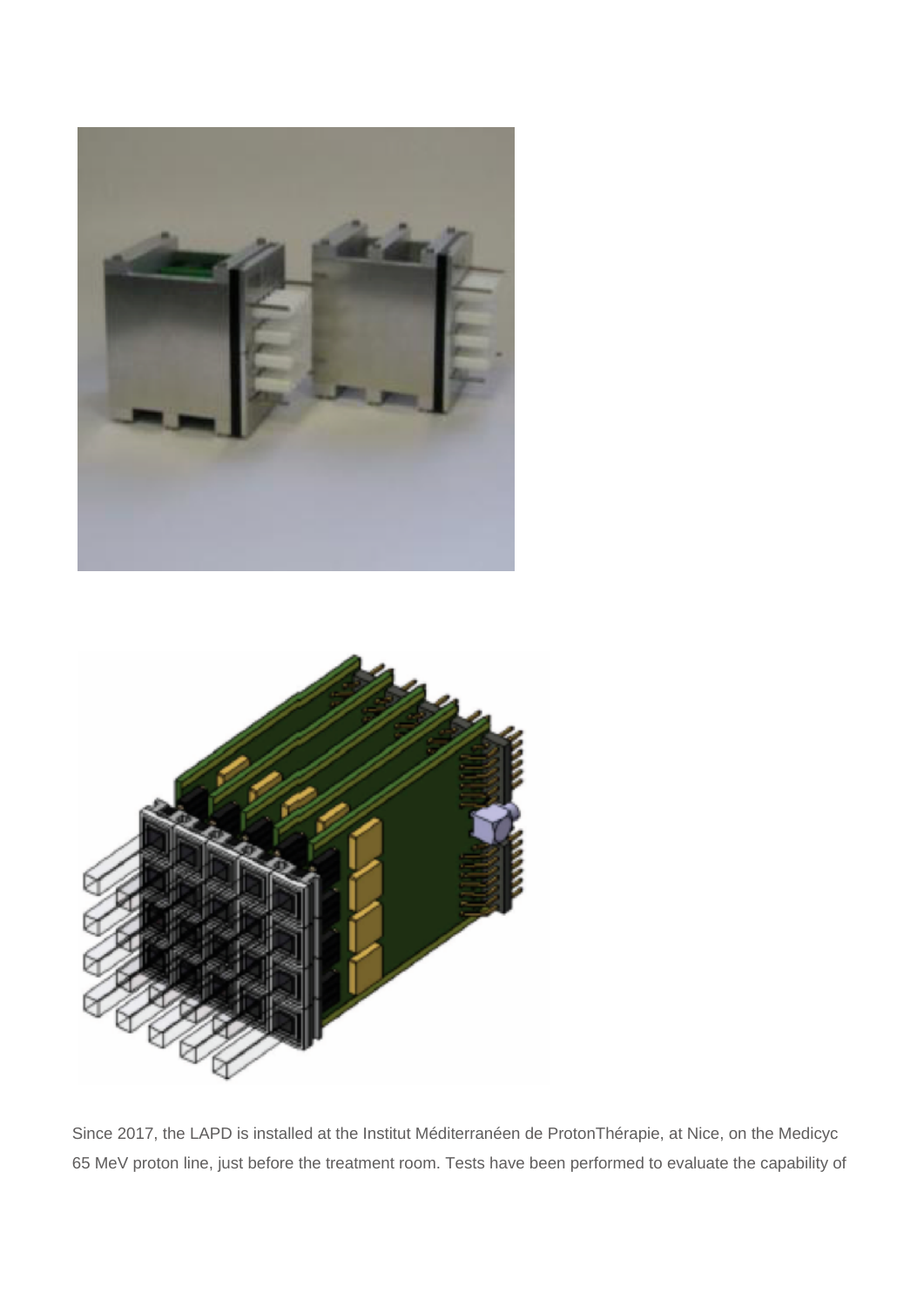Since 2017, the LAPD is installed at the Institut Méditerranéen de ProtonThérapie, at Nice, on the Medicyc 65 MeV proton line, just before the treatment room. Tests have been performed to evaluate the capability of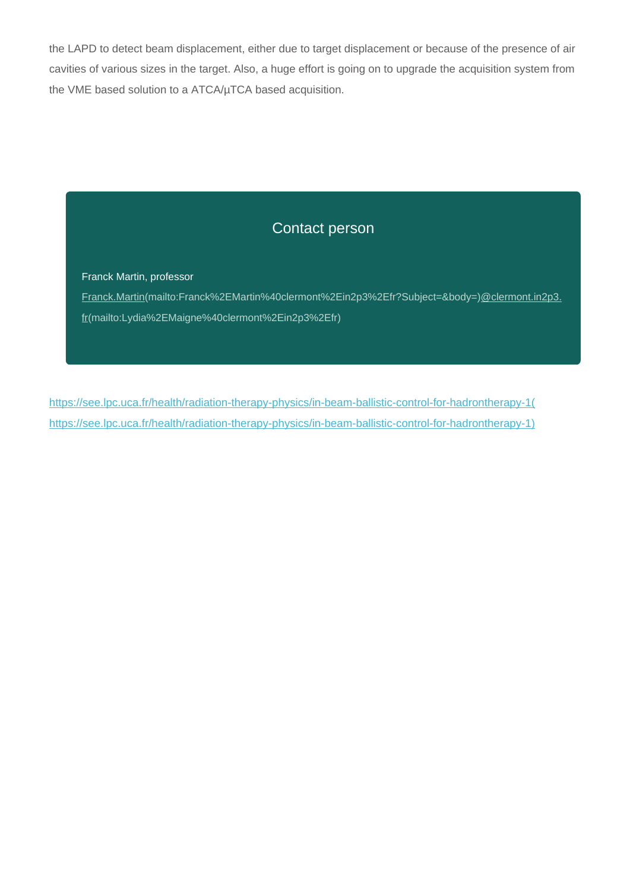the LAPD to detect beam displacement, either due to target displacement or because of the presence of air cavities of various sizes in the target. Also, a huge effort is going on to upgrade the acquisition system from the VME based solution to a ATCA/µTCA based acquisition.

## Contact person

Franck Martin, professor

Franck.Martin(mailto:Franck%2EMartin%40clermont%2Ein2p3%2Efr?Subject=&body=)@clermont.in2p3.fr(mailto:Lydia%2EMaigne%40clermont%2Ein2p3%2Efr)

https://see.lpc.uca.fr/health/radiation-therapy-physics/in-beam-ballistic-control-for-hadrontherapy-1(https://see.lpc.uca.fr/health/radiation-therapy-physics/in-beam-ballistic-control-for-hadrontherapy-1)